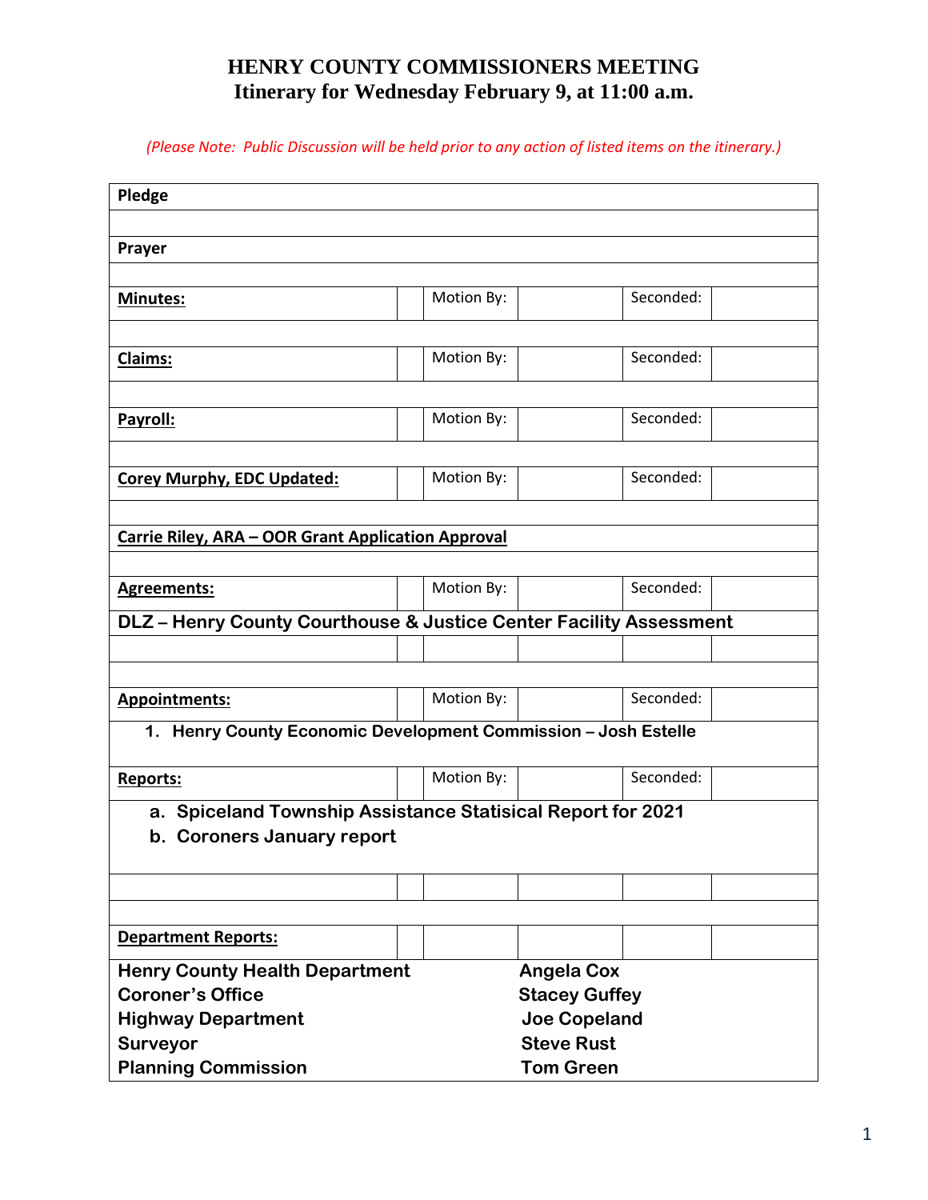# HENRY COUNTY COMMISSIONERS MEETING
## Itinerary for Wednesday February 9, at 11:00 a.m.

*(Please Note: Public Discussion will be held prior to any action of listed items on the itinerary.)*

| | | | | | |
|---|---|---|---|---|---|
| **Pledge** | | | | | |
| | | | | | |
| **Prayer** | | | | | |
| | | | | | |
| **Minutes:** | | Motion By: | | Seconded: | |
| | | | | | |
| **Claims:** | | Motion By: | | Seconded: | |
| | | | | | |
| **Payroll:** | | Motion By: | | Seconded: | |
| | | | | | |
| **Corey Murphy, EDC Updated:** | | Motion By: | | Seconded: | |
| | | | | | |
| **Carrie Riley, ARA – OOR Grant Application Approval** | | | | | |
| | | | | | |
| **Agreements:** | | Motion By: | | Seconded: | |
| **DLZ – Henry County Courthouse & Justice Center Facility Assessment** | | | | | |
| | | | | | |
| | | | | | |
| **Appointments:** | | Motion By: | | Seconded: | |
| 1. **Henry County Economic Development Commission – Josh Estelle** | | | | | |
| **Reports:** | | Motion By: | | Seconded: | |
| a. **Spiceland Township Assistance Statisical Report for 2021**<br>b. **Coroners January report** | | | | | |
| | | | | | |
| | | | | | |
| **Department Reports:** | | | | | |
| **Henry County Health Department** | | | **Angela Cox** | | |
| **Coroner's Office** | | | **Stacey Guffey** | | |
| **Highway Department** | | | **Joe Copeland** | | |
| **Surveyor** | | | **Steve Rust** | | |
| **Planning Commission** | | | **Tom Green** | | |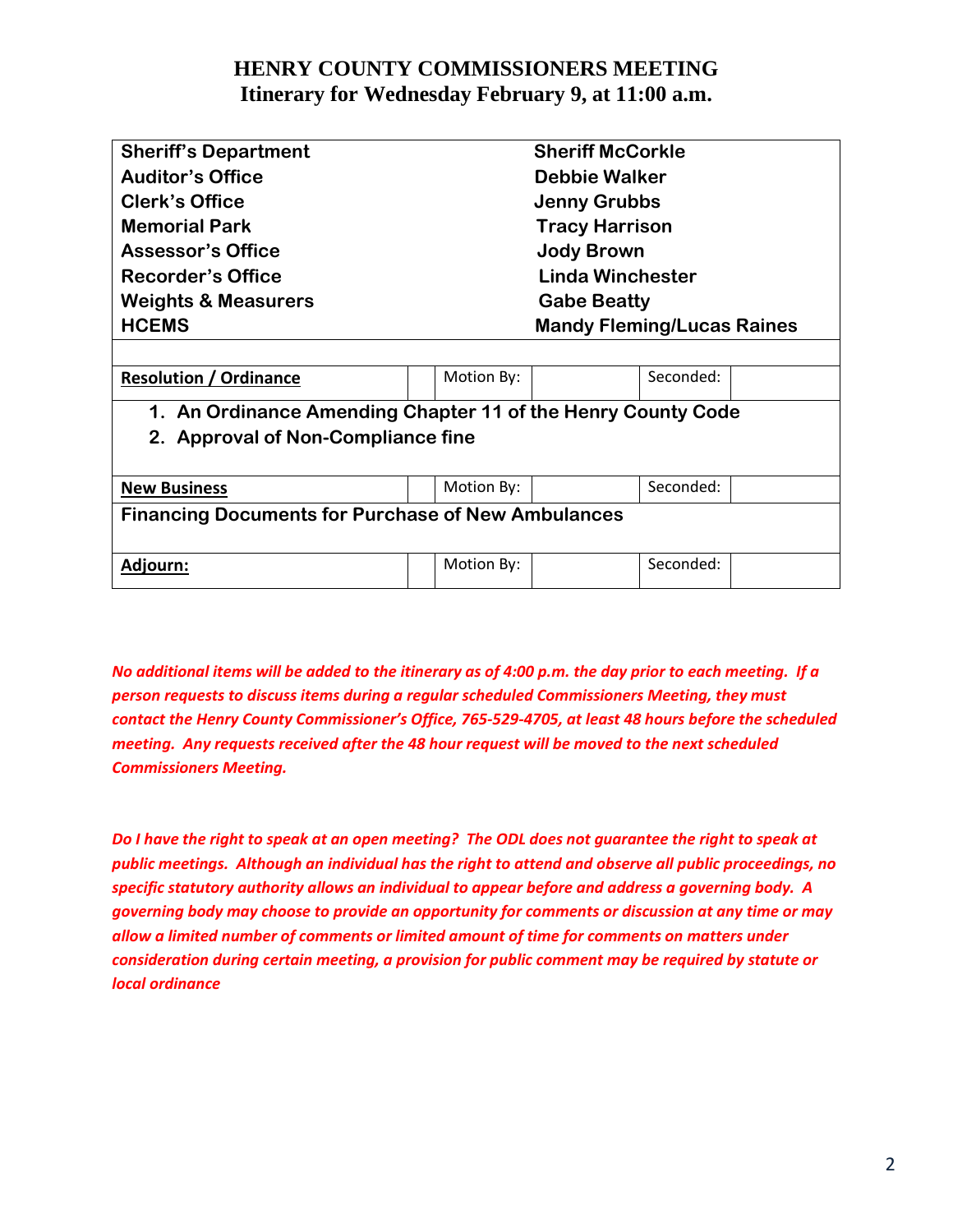# HENRY COUNTY COMMISSIONERS MEETING
## Itinerary for Wednesday February 9, at 11:00 a.m.

| | |
|---|---|
| **Sheriff's Department** | **Sheriff McCorkle** |
| **Auditor's Office** | **Debbie Walker** |
| **Clerk's Office** | **Jenny Grubbs** |
| **Memorial Park** | **Tracy Harrison** |
| **Assessor's Office** | **Jody Brown** |
| **Recorder's Office** | **Linda Winchester** |
| **Weights & Measurers** | **Gabe Beatty** |
| **HCEMS** | **Mandy Fleming/Lucas Raines** |

| | | | | | |
|---|---|---|---|---|---|
| **Resolution / Ordinance** | | Motion By: | | Seconded: | |

1. **An Ordinance Amending Chapter 11 of the Henry County Code**
2. **Approval of Non-Compliance fine**

| | | | | | |
|---|---|---|---|---|---|
| **New Business** | | Motion By: | | Seconded: | |

**Financing Documents for Purchase of New Ambulances**

| | | | | | |
|---|---|---|---|---|---|
| **Adjourn:** | | Motion By: | | Seconded: | |

***No additional items will be added to the itinerary as of 4:00 p.m. the day prior to each meeting. If a person requests to discuss items during a regular scheduled Commissioners Meeting, they must contact the Henry County Commissioner's Office, 765-529-4705, at least 48 hours before the scheduled meeting. Any requests received after the 48 hour request will be moved to the next scheduled Commissioners Meeting.***

***Do I have the right to speak at an open meeting? The ODL does not guarantee the right to speak at public meetings. Although an individual has the right to attend and observe all public proceedings, no specific statutory authority allows an individual to appear before and address a governing body. A governing body may choose to provide an opportunity for comments or discussion at any time or may allow a limited number of comments or limited amount of time for comments on matters under consideration during certain meeting, a provision for public comment may be required by statute or local ordinance***